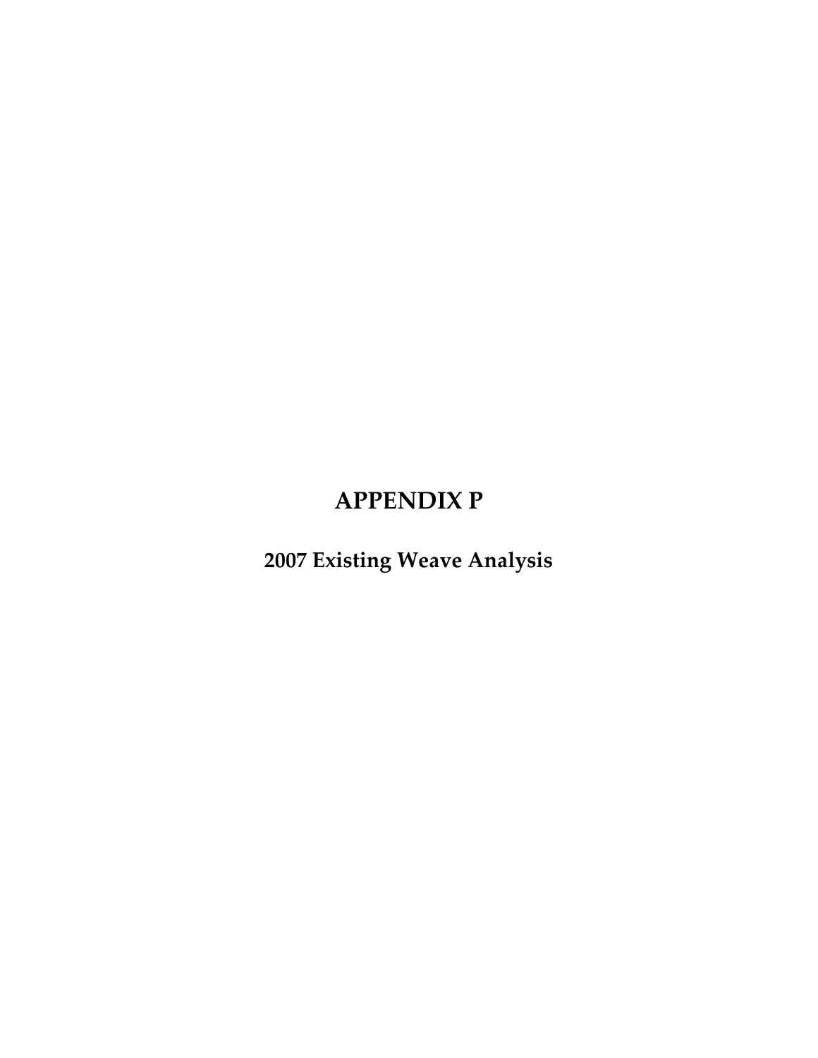# APPENDIX P

## 2007 Existing Weave Analysis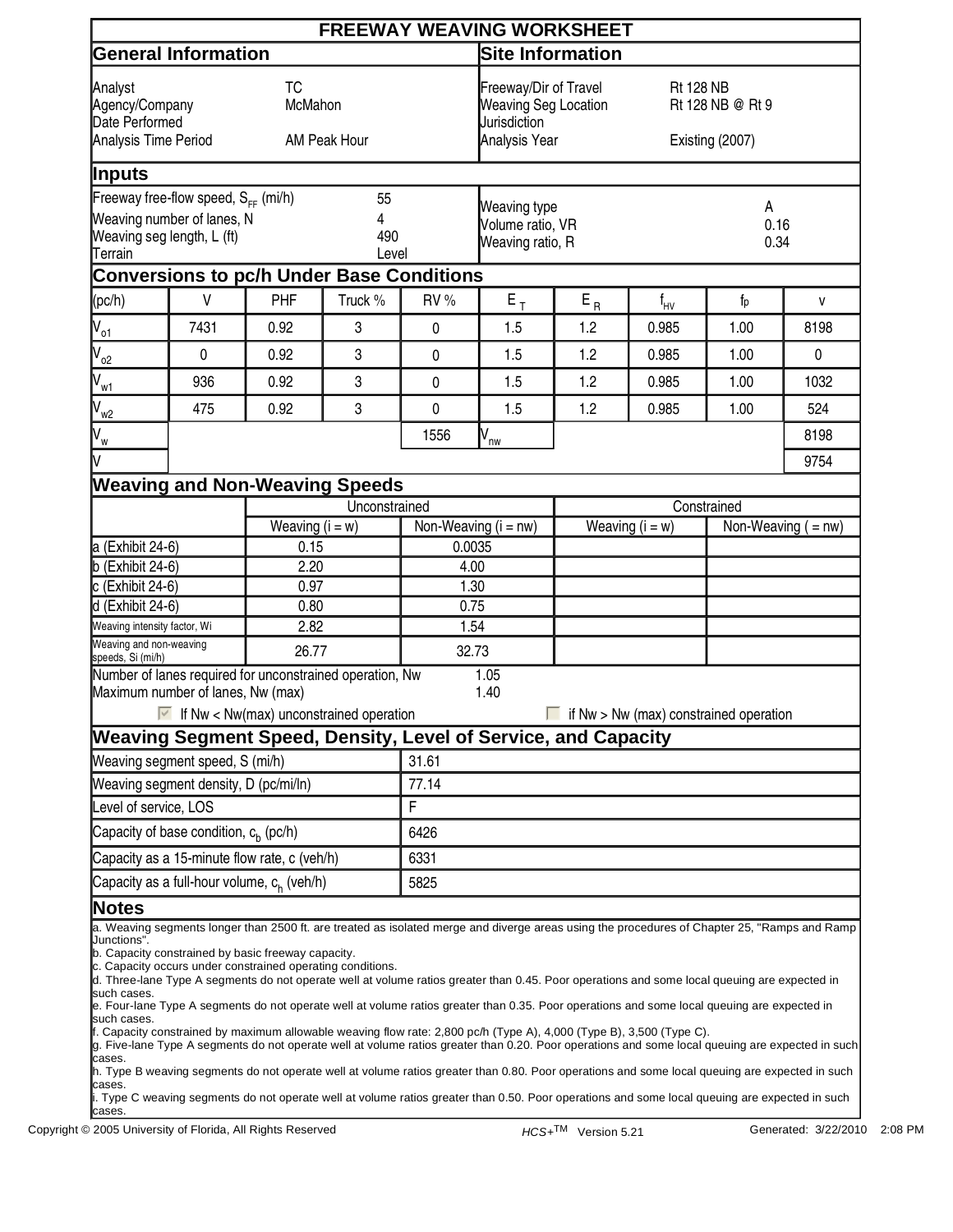# FREEWAY WEAVING WORKSHEET

## General Information

| | |
|---|---|
| Analyst | TC |
| Agency/Company | McMahon |
| Date Performed | |
| Analysis Time Period | AM Peak Hour |

## Site Information

| | |
|---|---|
| Freeway/Dir of Travel | Rt 128 NB |
| Weaving Seg Location | Rt 128 NB @ Rt 9 |
| Jurisdiction | |
| Analysis Year | Existing (2007) |

## Inputs

| | |
|---|---|
| Freeway free-flow speed, $S_{FF}$ (mi/h) | 55 |
| Weaving number of lanes, N | 4 |
| Weaving seg length, L (ft) | 490 |
| Terrain | Level |
| Weaving type | A |
| Volume ratio, VR | 0.16 |
| Weaving ratio, R | 0.34 |

## Conversions to pc/h Under Base Conditions

| (pc/h) | V | PHF | Truck % | RV % | $E_T$ | $E_R$ | $f_{HV}$ | fp | v |
|---|---|---|---|---|---|---|---|---|---|
| $V_{o1}$ | 7431 | 0.92 | 3 | 0 | 1.5 | 1.2 | 0.985 | 1.00 | 8198 |
| $V_{o2}$ | 0 | 0.92 | 3 | 0 | 1.5 | 1.2 | 0.985 | 1.00 | 0 |
| $V_{w1}$ | 936 | 0.92 | 3 | 0 | 1.5 | 1.2 | 0.985 | 1.00 | 1032 |
| $V_{w2}$ | 475 | 0.92 | 3 | 0 | 1.5 | 1.2 | 0.985 | 1.00 | 524 |
| $V_w$ | | | | 1556 | $V_{nw}$ | | | | 8198 |
| V | | | | | | | | | 9754 |

## Weaving and Non-Weaving Speeds

| | Unconstrained | | Constrained | |
|---|---|---|---|---|
| | Weaving (i = w) | Non-Weaving (i = nw) | Weaving (i = w) | Non-Weaving ( = nw) |
| a (Exhibit 24-6) | 0.15 | 0.0035 | | |
| b (Exhibit 24-6) | 2.20 | 4.00 | | |
| c (Exhibit 24-6) | 0.97 | 1.30 | | |
| d (Exhibit 24-6) | 0.80 | 0.75 | | |
| Weaving intensity factor, Wi | 2.82 | 1.54 | | |
| Weaving and non-weaving speeds, Si (mi/h) | 26.77 | 32.73 | | |

Number of lanes required for unconstrained operation, Nw: 1.05

Maximum number of lanes, Nw (max): 1.40

☑ If Nw < Nw(max) unconstrained operation ☐ if Nw > Nw (max) constrained operation

## Weaving Segment Speed, Density, Level of Service, and Capacity

| | |
|---|---|
| Weaving segment speed, S (mi/h) | 31.61 |
| Weaving segment density, D (pc/mi/ln) | 77.14 |
| Level of service, LOS | F |
| Capacity of base condition, $c_b$ (pc/h) | 6426 |
| Capacity as a 15-minute flow rate, c (veh/h) | 6331 |
| Capacity as a full-hour volume, $c_h$ (veh/h) | 5825 |

## Notes

a. Weaving segments longer than 2500 ft. are treated as isolated merge and diverge areas using the procedures of Chapter 25, "Ramps and Ramp Junctions".

b. Capacity constrained by basic freeway capacity.

c. Capacity occurs under constrained operating conditions.

d. Three-lane Type A segments do not operate well at volume ratios greater than 0.45. Poor operations and some local queuing are expected in such cases.

e. Four-lane Type A segments do not operate well at volume ratios greater than 0.35. Poor operations and some local queuing are expected in such cases.

f. Capacity constrained by maximum allowable weaving flow rate: 2,800 pc/h (Type A), 4,000 (Type B), 3,500 (Type C).

g. Five-lane Type A segments do not operate well at volume ratios greater than 0.20. Poor operations and some local queuing are expected in such cases.

h. Type B weaving segments do not operate well at volume ratios greater than 0.80. Poor operations and some local queuing are expected in such cases.

i. Type C weaving segments do not operate well at volume ratios greater than 0.50. Poor operations and some local queuing are expected in such cases.

Copyright © 2005 University of Florida, All Rights Reserved HCS+™ Version 5.21 Generated: 3/22/2010 2:08 PM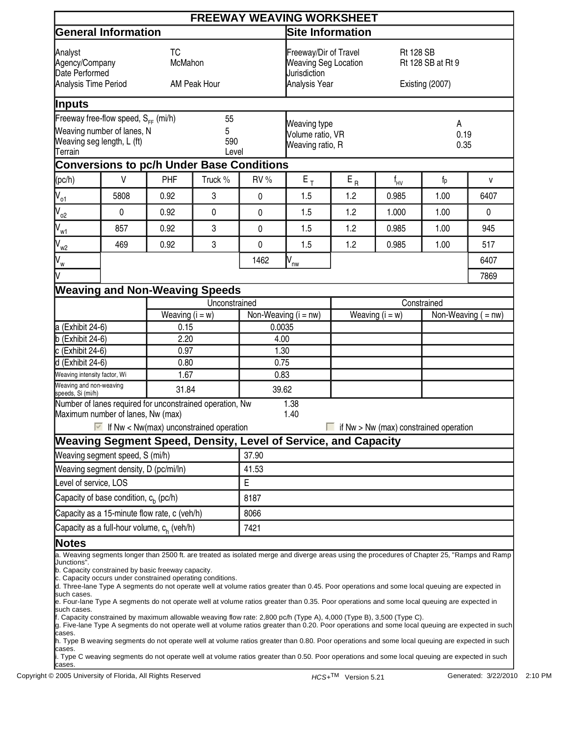# FREEWAY WEAVING WORKSHEET

## General Information

| | |
|---|---|
| Analyst | TC |
| Agency/Company | McMahon |
| Date Performed | |
| Analysis Time Period | AM Peak Hour |

## Site Information

| | |
|---|---|
| Freeway/Dir of Travel | Rt 128 SB |
| Weaving Seg Location | Rt 128 SB at Rt 9 |
| Jurisdiction | |
| Analysis Year | Existing (2007) |

## Inputs

| | |
|---|---|
| Freeway free-flow speed, $S_{FF}$ (mi/h) | 55 |
| Weaving number of lanes, N | 5 |
| Weaving seg length, L (ft) | 590 |
| Terrain | Level |
| Weaving type | A |
| Volume ratio, VR | 0.19 |
| Weaving ratio, R | 0.35 |

## Conversions to pc/h Under Base Conditions

| (pc/h) | V | PHF | Truck % | RV % | $E_T$ | $E_R$ | $f_{HV}$ | $f_p$ | v |
|---|---|---|---|---|---|---|---|---|---|
| $V_{o1}$ | 5808 | 0.92 | 3 | 0 | 1.5 | 1.2 | 0.985 | 1.00 | 6407 |
| $V_{o2}$ | 0 | 0.92 | 0 | 0 | 1.5 | 1.2 | 1.000 | 1.00 | 0 |
| $V_{w1}$ | 857 | 0.92 | 3 | 0 | 1.5 | 1.2 | 0.985 | 1.00 | 945 |
| $V_{w2}$ | 469 | 0.92 | 3 | 0 | 1.5 | 1.2 | 0.985 | 1.00 | 517 |
| $V_w$ | | | | 1462 | $V_{nw}$ | | | | 6407 |
| V | | | | | | | | | 7869 |

## Weaving and Non-Weaving Speeds

| | Unconstrained | | Constrained | |
|---|---|---|---|---|
| | Weaving (i = w) | Non-Weaving (i = nw) | Weaving (i = w) | Non-Weaving ( = nw) |
| a (Exhibit 24-6) | 0.15 | 0.0035 | | |
| b (Exhibit 24-6) | 2.20 | 4.00 | | |
| c (Exhibit 24-6) | 0.97 | 1.30 | | |
| d (Exhibit 24-6) | 0.80 | 0.75 | | |
| Weaving intensity factor, Wi | 1.67 | 0.83 | | |
| Weaving and non-weaving speeds, Si (mi/h) | 31.84 | 39.62 | | |

Number of lanes required for unconstrained operation, Nw: 1.38

Maximum number of lanes, Nw (max): 1.40

☑ If Nw < Nw(max) unconstrained operation ☐ if Nw > Nw (max) constrained operation

## Weaving Segment Speed, Density, Level of Service, and Capacity

| | |
|---|---|
| Weaving segment speed, S (mi/h) | 37.90 |
| Weaving segment density, D (pc/mi/ln) | 41.53 |
| Level of service, LOS | E |
| Capacity of base condition, $c_b$ (pc/h) | 8187 |
| Capacity as a 15-minute flow rate, c (veh/h) | 8066 |
| Capacity as a full-hour volume, $c_h$ (veh/h) | 7421 |

## Notes

a. Weaving segments longer than 2500 ft. are treated as isolated merge and diverge areas using the procedures of Chapter 25, "Ramps and Ramp Junctions".
b. Capacity constrained by basic freeway capacity.
c. Capacity occurs under constrained operating conditions.
d. Three-lane Type A segments do not operate well at volume ratios greater than 0.45. Poor operations and some local queuing are expected in such cases.
e. Four-lane Type A segments do not operate well at volume ratios greater than 0.35. Poor operations and some local queuing are expected in such cases.
f. Capacity constrained by maximum allowable weaving flow rate: 2,800 pc/h (Type A), 4,000 (Type B), 3,500 (Type C).
g. Five-lane Type A segments do not operate well at volume ratios greater than 0.20. Poor operations and some local queuing are expected in such cases.
h. Type B weaving segments do not operate well at volume ratios greater than 0.80. Poor operations and some local queuing are expected in such cases.
i. Type C weaving segments do not operate well at volume ratios greater than 0.50. Poor operations and some local queuing are expected in such cases.

Copyright © 2005 University of Florida, All Rights Reserved    HCS+™ Version 5.21    Generated: 3/22/2010 2:10 PM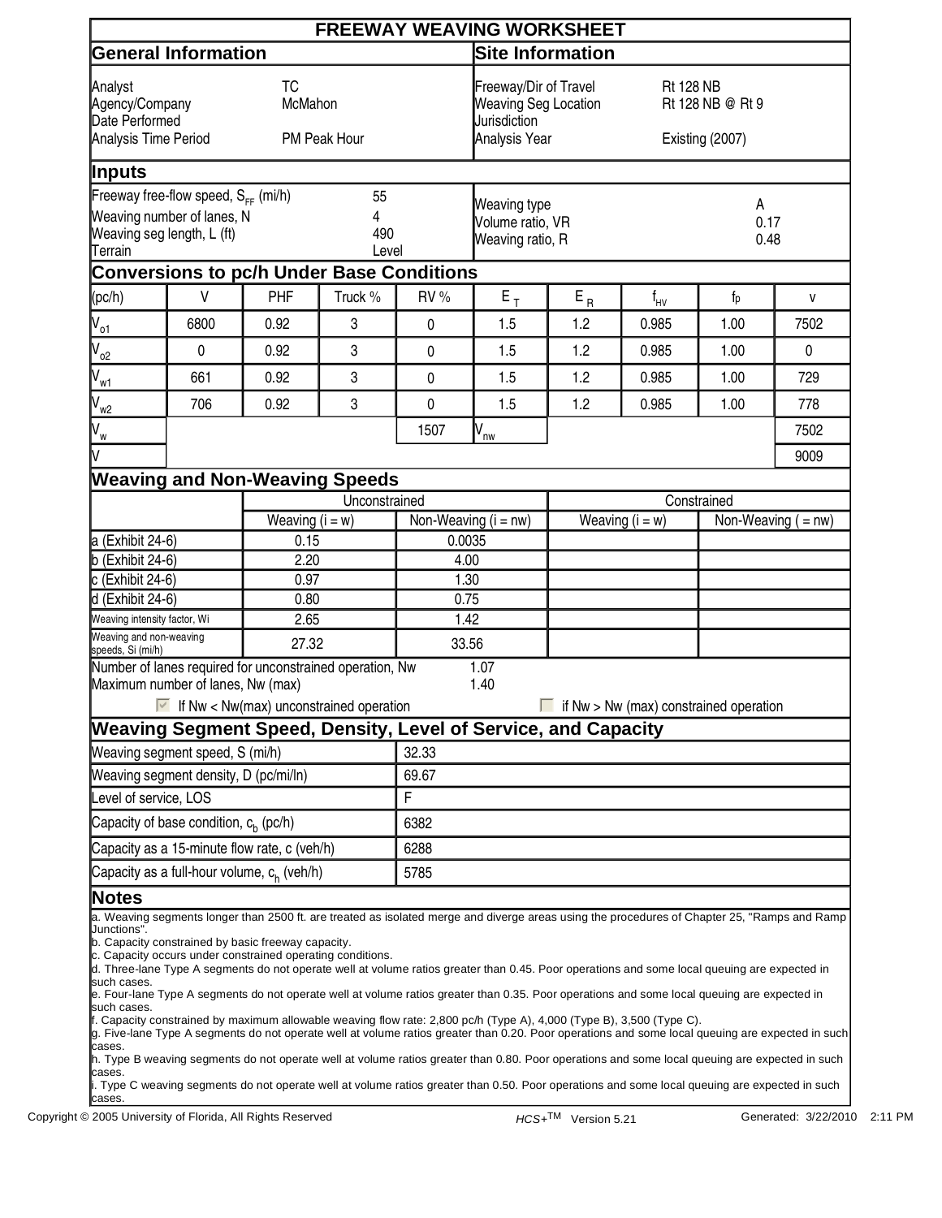# FREEWAY WEAVING WORKSHEET

## General Information

| | |
|---|---|
| Analyst | TC |
| Agency/Company | McMahon |
| Date Performed | |
| Analysis Time Period | PM Peak Hour |

## Site Information

| | |
|---|---|
| Freeway/Dir of Travel | Rt 128 NB |
| Weaving Seg Location | Rt 128 NB @ Rt 9 |
| Jurisdiction | |
| Analysis Year | Existing (2007) |

## Inputs

| | | | |
|---|---|---|---|
| Freeway free-flow speed, $S_{FF}$ (mi/h) | 55 | Weaving type | A |
| Weaving number of lanes, N | 4 | Volume ratio, VR | 0.17 |
| Weaving seg length, L (ft) | 490 | Weaving ratio, R | 0.48 |
| Terrain | Level | | |

## Conversions to pc/h Under Base Conditions

| (pc/h) | V | PHF | Truck % | RV % | $E_T$ | $E_R$ | $f_{HV}$ | $f_p$ | v |
|---|---|---|---|---|---|---|---|---|---|
| $V_{o1}$ | 6800 | 0.92 | 3 | 0 | 1.5 | 1.2 | 0.985 | 1.00 | 7502 |
| $V_{o2}$ | 0 | 0.92 | 3 | 0 | 1.5 | 1.2 | 0.985 | 1.00 | 0 |
| $V_{w1}$ | 661 | 0.92 | 3 | 0 | 1.5 | 1.2 | 0.985 | 1.00 | 729 |
| $V_{w2}$ | 706 | 0.92 | 3 | 0 | 1.5 | 1.2 | 0.985 | 1.00 | 778 |
| $V_w$ | | | | 1507 | $V_{nw}$ | | | | 7502 |
| V | | | | | | | | | 9009 |

## Weaving and Non-Weaving Speeds

| | Unconstrained | | Constrained | |
|---|---|---|---|---|
| | Weaving (i = w) | Non-Weaving (i = nw) | Weaving (i = w) | Non-Weaving ( = nw) |
| a (Exhibit 24-6) | 0.15 | 0.0035 | | |
| b (Exhibit 24-6) | 2.20 | 4.00 | | |
| c (Exhibit 24-6) | 0.97 | 1.30 | | |
| d (Exhibit 24-6) | 0.80 | 0.75 | | |
| Weaving intensity factor, Wi | 2.65 | 1.42 | | |
| Weaving and non-weaving speeds, Si (mi/h) | 27.32 | 33.56 | | |

Number of lanes required for unconstrained operation, Nw 1.07

Maximum number of lanes, Nw (max) 1.40

☑ If Nw < Nw(max) unconstrained operation ☐ if Nw > Nw (max) constrained operation

## Weaving Segment Speed, Density, Level of Service, and Capacity

| | |
|---|---|
| Weaving segment speed, S (mi/h) | 32.33 |
| Weaving segment density, D (pc/mi/ln) | 69.67 |
| Level of service, LOS | F |
| Capacity of base condition, $c_b$ (pc/h) | 6382 |
| Capacity as a 15-minute flow rate, c (veh/h) | 6288 |
| Capacity as a full-hour volume, $c_h$ (veh/h) | 5785 |

## Notes

a. Weaving segments longer than 2500 ft. are treated as isolated merge and diverge areas using the procedures of Chapter 25, "Ramps and Ramp Junctions".
b. Capacity constrained by basic freeway capacity.
c. Capacity occurs under constrained operating conditions.
d. Three-lane Type A segments do not operate well at volume ratios greater than 0.45. Poor operations and some local queuing are expected in such cases.
e. Four-lane Type A segments do not operate well at volume ratios greater than 0.35. Poor operations and some local queuing are expected in such cases.
f. Capacity constrained by maximum allowable weaving flow rate: 2,800 pc/h (Type A), 4,000 (Type B), 3,500 (Type C).
g. Five-lane Type A segments do not operate well at volume ratios greater than 0.20. Poor operations and some local queuing are expected in such cases.
h. Type B weaving segments do not operate well at volume ratios greater than 0.80. Poor operations and some local queuing are expected in such cases.
i. Type C weaving segments do not operate well at volume ratios greater than 0.50. Poor operations and some local queuing are expected in such cases.

Copyright © 2005 University of Florida, All Rights Reserved HCS+™ Version 5.21 Generated: 3/22/2010 2:11 PM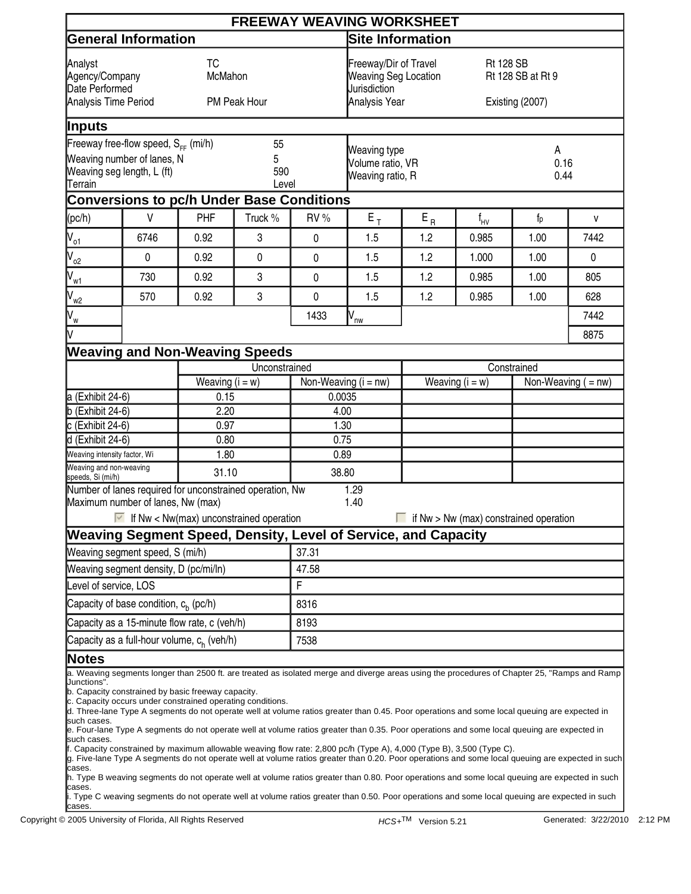# FREEWAY WEAVING WORKSHEET

## General Information

| | |
|---|---|
| Analyst | TC |
| Agency/Company | McMahon |
| Date Performed | |
| Analysis Time Period | PM Peak Hour |

## Site Information

| | |
|---|---|
| Freeway/Dir of Travel | Rt 128 SB |
| Weaving Seg Location | Rt 128 SB at Rt 9 |
| Jurisdiction | |
| Analysis Year | Existing (2007) |

## Inputs

| | |
|---|---|
| Freeway free-flow speed, $S_{FF}$ (mi/h) | 55 |
| Weaving number of lanes, N | 5 |
| Weaving seg length, L (ft) | 590 |
| Terrain | Level |
| Weaving type | A |
| Volume ratio, VR | 0.16 |
| Weaving ratio, R | 0.44 |

## Conversions to pc/h Under Base Conditions

| (pc/h) | V | PHF | Truck % | RV % | $E_T$ | $E_R$ | $f_{HV}$ | $f_p$ | v |
|---|---|---|---|---|---|---|---|---|---|
| $V_{o1}$ | 6746 | 0.92 | 3 | 0 | 1.5 | 1.2 | 0.985 | 1.00 | 7442 |
| $V_{o2}$ | 0 | 0.92 | 0 | 0 | 1.5 | 1.2 | 1.000 | 1.00 | 0 |
| $V_{w1}$ | 730 | 0.92 | 3 | 0 | 1.5 | 1.2 | 0.985 | 1.00 | 805 |
| $V_{w2}$ | 570 | 0.92 | 3 | 0 | 1.5 | 1.2 | 0.985 | 1.00 | 628 |
| $V_w$ | | | | 1433 | $V_{nw}$ | | | | 7442 |
| V | | | | | | | | | 8875 |

## Weaving and Non-Weaving Speeds

| | Unconstrained | | Constrained | |
|---|---|---|---|---|
| | Weaving (i = w) | Non-Weaving (i = nw) | Weaving (i = w) | Non-Weaving ( = nw) |
| a (Exhibit 24-6) | 0.15 | 0.0035 | | |
| b (Exhibit 24-6) | 2.20 | 4.00 | | |
| c (Exhibit 24-6) | 0.97 | 1.30 | | |
| d (Exhibit 24-6) | 0.80 | 0.75 | | |
| Weaving intensity factor, Wi | 1.80 | 0.89 | | |
| Weaving and non-weaving speeds, Si (mi/h) | 31.10 | 38.80 | | |

Number of lanes required for unconstrained operation, Nw — 1.29

Maximum number of lanes, Nw (max) — 1.40

☑ If Nw < Nw(max) unconstrained operation ☐ if Nw > Nw (max) constrained operation

## Weaving Segment Speed, Density, Level of Service, and Capacity

| | |
|---|---|
| Weaving segment speed, S (mi/h) | 37.31 |
| Weaving segment density, D (pc/mi/ln) | 47.58 |
| Level of service, LOS | F |
| Capacity of base condition, $c_b$ (pc/h) | 8316 |
| Capacity as a 15-minute flow rate, c (veh/h) | 8193 |
| Capacity as a full-hour volume, $c_h$ (veh/h) | 7538 |

## Notes

a. Weaving segments longer than 2500 ft. are treated as isolated merge and diverge areas using the procedures of Chapter 25, "Ramps and Ramp Junctions".
b. Capacity constrained by basic freeway capacity.
c. Capacity occurs under constrained operating conditions.
d. Three-lane Type A segments do not operate well at volume ratios greater than 0.45. Poor operations and some local queuing are expected in such cases.
e. Four-lane Type A segments do not operate well at volume ratios greater than 0.35. Poor operations and some local queuing are expected in such cases.
f. Capacity constrained by maximum allowable weaving flow rate: 2,800 pc/h (Type A), 4,000 (Type B), 3,500 (Type C).
g. Five-lane Type A segments do not operate well at volume ratios greater than 0.20. Poor operations and some local queuing are expected in such cases.
h. Type B weaving segments do not operate well at volume ratios greater than 0.80. Poor operations and some local queuing are expected in such cases.
i. Type C weaving segments do not operate well at volume ratios greater than 0.50. Poor operations and some local queuing are expected in such cases.

Copyright © 2005 University of Florida, All Rights Reserved HCS+TM Version 5.21 Generated: 3/22/2010 2:12 PM